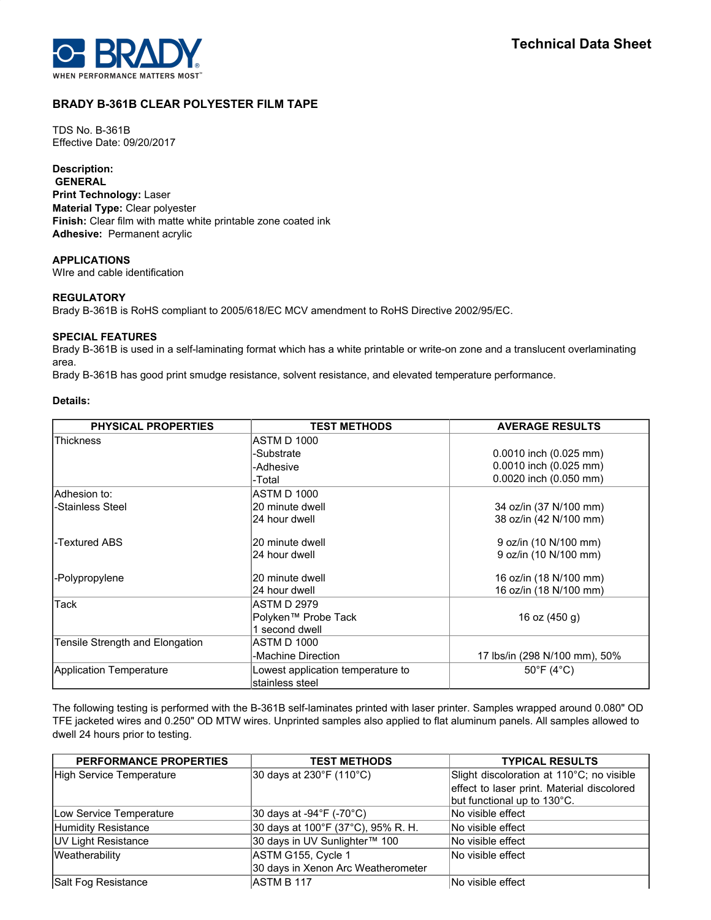# Technical Data Sheet

## BRADY B-361B CLEAR POLYESTER FILM TAPE

TDS No. B-361B
Effective Date: 09/20/2017

**Description:**
**GENERAL**
**Print Technology:** Laser
**Material Type:** Clear polyester
**Finish:** Clear film with matte white printable zone coated ink
**Adhesive:** Permanent acrylic

**APPLICATIONS**
WIre and cable identification

**REGULATORY**
Brady B-361B is RoHS compliant to 2005/618/EC MCV amendment to RoHS Directive 2002/95/EC.

**SPECIAL FEATURES**
Brady B-361B is used in a self-laminating format which has a white printable or write-on zone and a translucent overlaminating area.
Brady B-361B has good print smudge resistance, solvent resistance, and elevated temperature performance.

**Details:**

| PHYSICAL PROPERTIES | TEST METHODS | AVERAGE RESULTS |
|---|---|---|
| Thickness | ASTM D 1000<br>-Substrate<br>-Adhesive<br>-Total | <br>0.0010 inch (0.025 mm)<br>0.0010 inch (0.025 mm)<br>0.0020 inch (0.050 mm) |
| Adhesion to:<br>-Stainless Steel | ASTM D 1000<br>20 minute dwell<br>24 hour dwell | <br>34 oz/in (37 N/100 mm)<br>38 oz/in (42 N/100 mm) |
| -Textured ABS | 20 minute dwell<br>24 hour dwell | 9 oz/in (10 N/100 mm)<br>9 oz/in (10 N/100 mm) |
| -Polypropylene | 20 minute dwell<br>24 hour dwell | 16 oz/in (18 N/100 mm)<br>16 oz/in (18 N/100 mm) |
| Tack | ASTM D 2979<br>Polyken™ Probe Tack<br>1 second dwell | 16 oz (450 g) |
| Tensile Strength and Elongation | ASTM D 1000<br>-Machine Direction | 17 lbs/in (298 N/100 mm), 50% |
| Application Temperature | Lowest application temperature to stainless steel | 50°F (4°C) |

The following testing is performed with the B-361B self-laminates printed with laser printer. Samples wrapped around 0.080" OD TFE jacketed wires and 0.250" OD MTW wires. Unprinted samples also applied to flat aluminum panels. All samples allowed to dwell 24 hours prior to testing.

| PERFORMANCE PROPERTIES | TEST METHODS | TYPICAL RESULTS |
|---|---|---|
| High Service Temperature | 30 days at 230°F (110°C) | Slight discoloration at 110°C; no visible effect to laser print. Material discolored but functional up to 130°C. |
| Low Service Temperature | 30 days at -94°F (-70°C) | No visible effect |
| Humidity Resistance | 30 days at 100°F (37°C), 95% R. H. | No visible effect |
| UV Light Resistance | 30 days in UV Sunlighter™ 100 | No visible effect |
| Weatherability | ASTM G155, Cycle 1<br>30 days in Xenon Arc Weatherometer | No visible effect |
| Salt Fog Resistance | ASTM B 117 | No visible effect |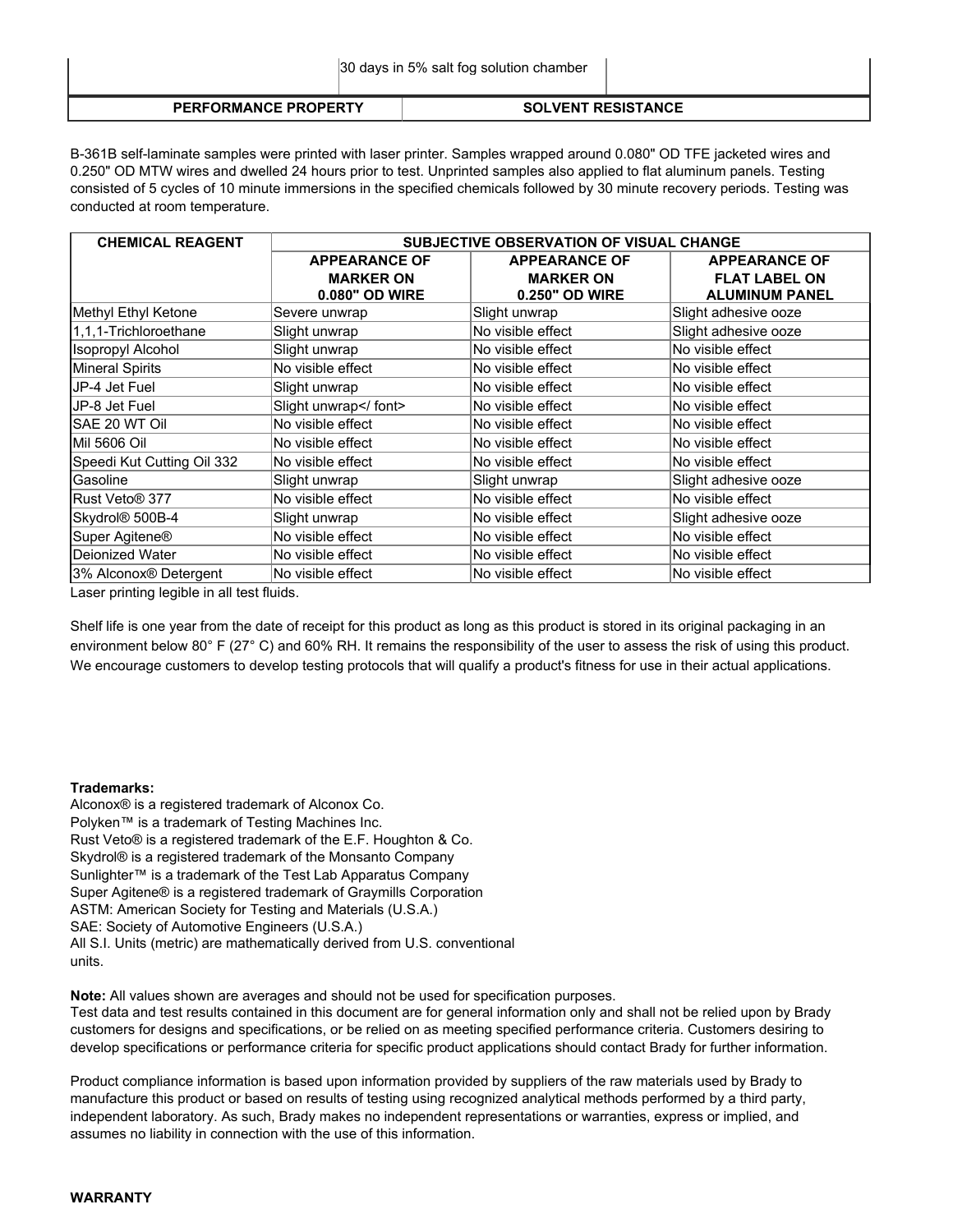| | 30 days in 5% salt fog solution chamber | |
|---|---|---|

| PERFORMANCE PROPERTY | SOLVENT RESISTANCE |
|---|---|

B-361B self-laminate samples were printed with laser printer. Samples wrapped around 0.080" OD TFE jacketed wires and 0.250" OD MTW wires and dwelled 24 hours prior to test. Unprinted samples also applied to flat aluminum panels. Testing consisted of 5 cycles of 10 minute immersions in the specified chemicals followed by 30 minute recovery periods. Testing was conducted at room temperature.

| CHEMICAL REAGENT | SUBJECTIVE OBSERVATION OF VISUAL CHANGE | | |
|---|---|---|---|
| | APPEARANCE OF MARKER ON 0.080" OD WIRE | APPEARANCE OF MARKER ON 0.250" OD WIRE | APPEARANCE OF FLAT LABEL ON ALUMINUM PANEL |
| Methyl Ethyl Ketone | Severe unwrap | Slight unwrap | Slight adhesive ooze |
| 1,1,1-Trichloroethane | Slight unwrap | No visible effect | Slight adhesive ooze |
| Isopropyl Alcohol | Slight unwrap | No visible effect | No visible effect |
| Mineral Spirits | No visible effect | No visible effect | No visible effect |
| JP-4 Jet Fuel | Slight unwrap | No visible effect | No visible effect |
| JP-8 Jet Fuel | Slight unwrap</ font> | No visible effect | No visible effect |
| SAE 20 WT Oil | No visible effect | No visible effect | No visible effect |
| Mil 5606 Oil | No visible effect | No visible effect | No visible effect |
| Speedi Kut Cutting Oil 332 | No visible effect | No visible effect | No visible effect |
| Gasoline | Slight unwrap | Slight unwrap | Slight adhesive ooze |
| Rust Veto® 377 | No visible effect | No visible effect | No visible effect |
| Skydrol® 500B-4 | Slight unwrap | No visible effect | Slight adhesive ooze |
| Super Agitene® | No visible effect | No visible effect | No visible effect |
| Deionized Water | No visible effect | No visible effect | No visible effect |
| 3% Alconox® Detergent | No visible effect | No visible effect | No visible effect |

Laser printing legible in all test fluids.

Shelf life is one year from the date of receipt for this product as long as this product is stored in its original packaging in an environment below 80° F (27° C) and 60% RH. It remains the responsibility of the user to assess the risk of using this product. We encourage customers to develop testing protocols that will qualify a product's fitness for use in their actual applications.

**Trademarks:**
Alconox® is a registered trademark of Alconox Co.
Polyken™ is a trademark of Testing Machines Inc.
Rust Veto® is a registered trademark of the E.F. Houghton & Co.
Skydrol® is a registered trademark of the Monsanto Company
Sunlighter™ is a trademark of the Test Lab Apparatus Company
Super Agitene® is a registered trademark of Graymills Corporation
ASTM: American Society for Testing and Materials (U.S.A.)
SAE: Society of Automotive Engineers (U.S.A.)
All S.I. Units (metric) are mathematically derived from U.S. conventional units.

**Note:** All values shown are averages and should not be used for specification purposes.
Test data and test results contained in this document are for general information only and shall not be relied upon by Brady customers for designs and specifications, or be relied on as meeting specified performance criteria. Customers desiring to develop specifications or performance criteria for specific product applications should contact Brady for further information.

Product compliance information is based upon information provided by suppliers of the raw materials used by Brady to manufacture this product or based on results of testing using recognized analytical methods performed by a third party, independent laboratory. As such, Brady makes no independent representations or warranties, express or implied, and assumes no liability in connection with the use of this information.

**WARRANTY**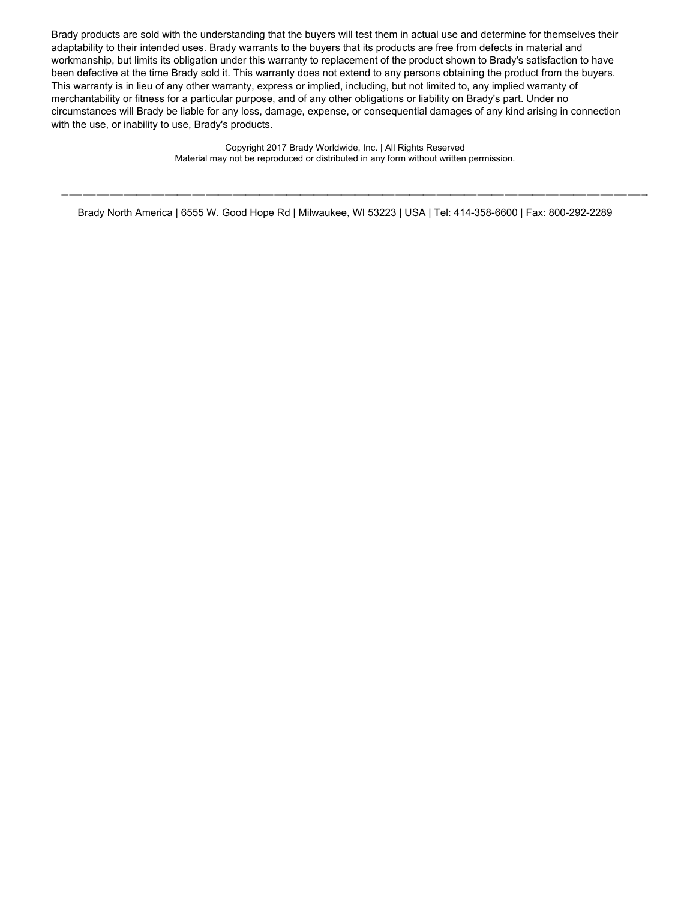Brady products are sold with the understanding that the buyers will test them in actual use and determine for themselves their adaptability to their intended uses. Brady warrants to the buyers that its products are free from defects in material and workmanship, but limits its obligation under this warranty to replacement of the product shown to Brady's satisfaction to have been defective at the time Brady sold it. This warranty does not extend to any persons obtaining the product from the buyers. This warranty is in lieu of any other warranty, express or implied, including, but not limited to, any implied warranty of merchantability or fitness for a particular purpose, and of any other obligations or liability on Brady's part. Under no circumstances will Brady be liable for any loss, damage, expense, or consequential damages of any kind arising in connection with the use, or inability to use, Brady's products.

Copyright 2017 Brady Worldwide, Inc. | All Rights Reserved
Material may not be reproduced or distributed in any form without written permission.

---

Brady North America | 6555 W. Good Hope Rd | Milwaukee, WI 53223 | USA | Tel: 414-358-6600 | Fax: 800-292-2289